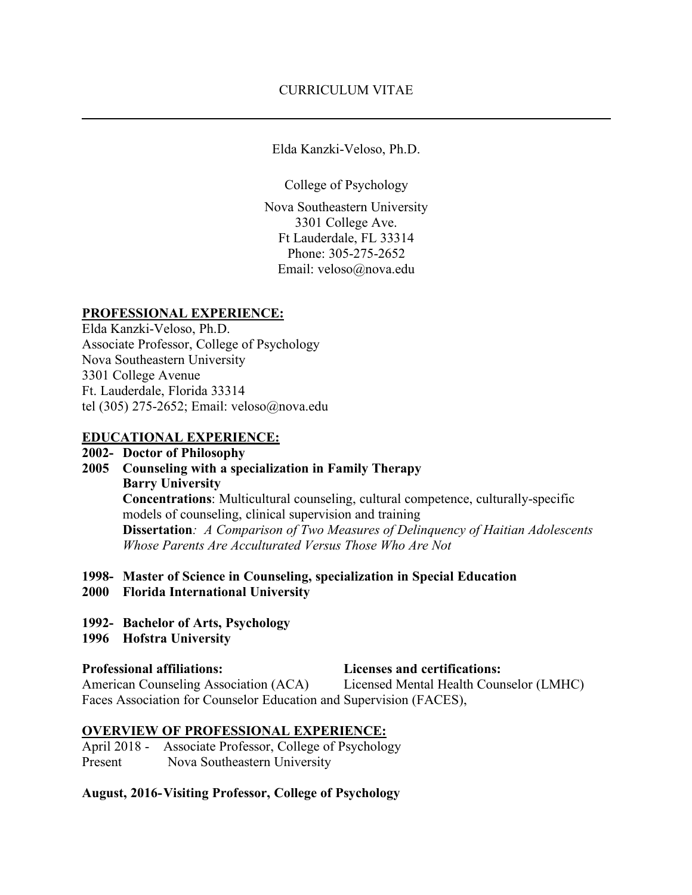CURRICULUM VITAE

---

Elda Kanzki-Veloso, Ph.D.

College of Psychology

Nova Southeastern University
3301 College Ave.
Ft Lauderdale, FL 33314
Phone: 305-275-2652
Email: veloso@nova.edu

## PROFESSIONAL EXPERIENCE:

Elda Kanzki-Veloso, Ph.D.
Associate Professor, College of Psychology
Nova Southeastern University
3301 College Avenue
Ft. Lauderdale, Florida 33314
tel (305) 275-2652; Email: veloso@nova.edu

## EDUCATIONAL EXPERIENCE:

**2002- 2005 Doctor of Philosophy**
**Counseling with a specialization in Family Therapy**
**Barry University**
**Concentrations**: Multicultural counseling, cultural competence, culturally-specific models of counseling, clinical supervision and training
**Dissertation**: *A Comparison of Two Measures of Delinquency of Haitian Adolescents Whose Parents Are Acculturated Versus Those Who Are Not*

**1998- 2000 Master of Science in Counseling, specialization in Special Education**
**Florida International University**

**1992- 1996 Bachelor of Arts, Psychology**
**Hofstra University**

**Professional affiliations:**
American Counseling Association (ACA)
Faces Association for Counselor Education and Supervision (FACES),

**Licenses and certifications:**
Licensed Mental Health Counselor (LMHC)

## OVERVIEW OF PROFESSIONAL EXPERIENCE:

April 2018 - Present Associate Professor, College of Psychology
Nova Southeastern University

**August, 2016- Visiting Professor, College of Psychology**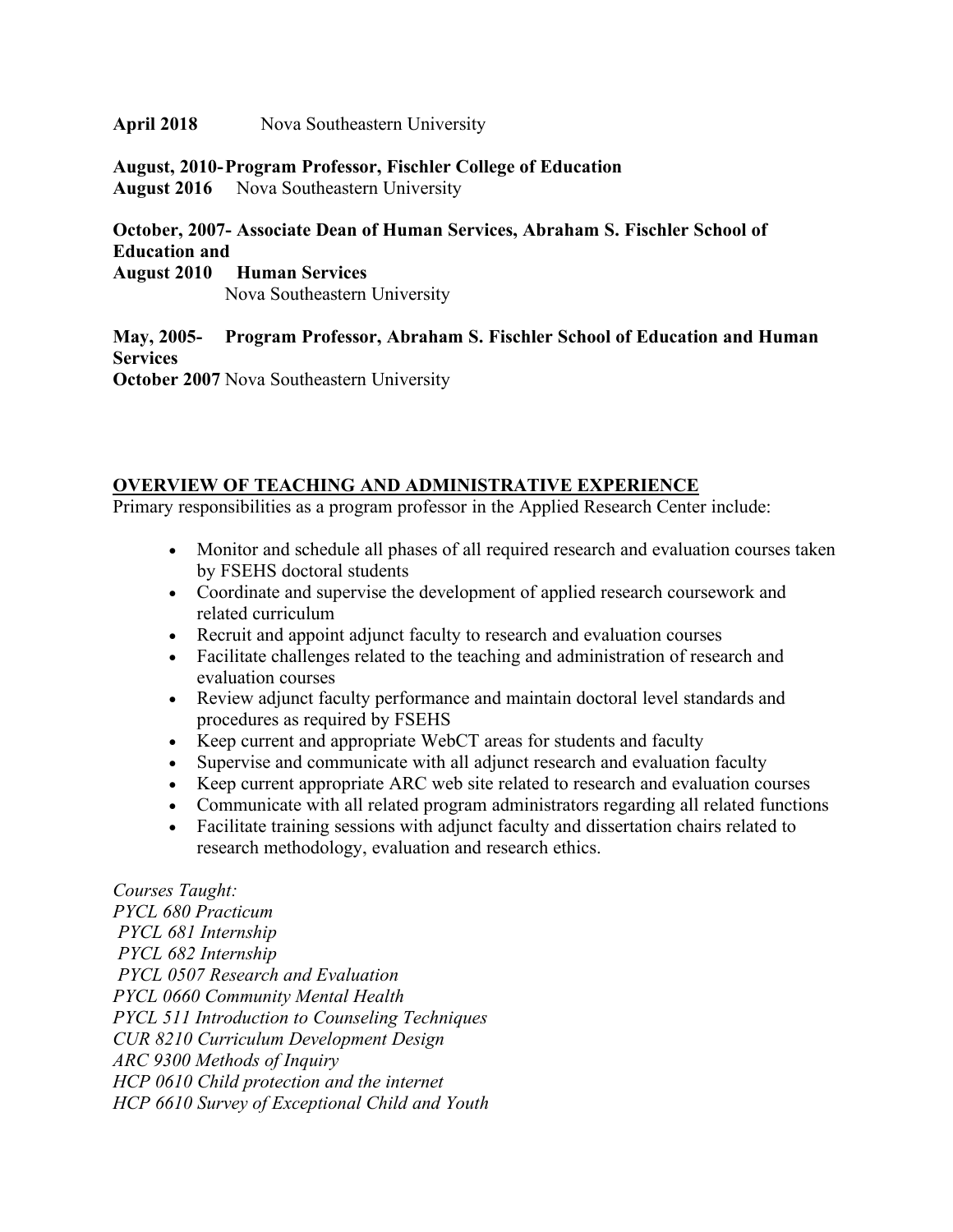**April 2018** Nova Southeastern University

**August, 2010- Program Professor, Fischler College of Education**
**August 2016** Nova Southeastern University

**October, 2007- Associate Dean of Human Services, Abraham S. Fischler School of Education and**
**August 2010 Human Services**
Nova Southeastern University

**May, 2005- Program Professor, Abraham S. Fischler School of Education and Human Services**
**October 2007** Nova Southeastern University

## OVERVIEW OF TEACHING AND ADMINISTRATIVE EXPERIENCE

Primary responsibilities as a program professor in the Applied Research Center include:

- Monitor and schedule all phases of all required research and evaluation courses taken by FSEHS doctoral students
- Coordinate and supervise the development of applied research coursework and related curriculum
- Recruit and appoint adjunct faculty to research and evaluation courses
- Facilitate challenges related to the teaching and administration of research and evaluation courses
- Review adjunct faculty performance and maintain doctoral level standards and procedures as required by FSEHS
- Keep current and appropriate WebCT areas for students and faculty
- Supervise and communicate with all adjunct research and evaluation faculty
- Keep current appropriate ARC web site related to research and evaluation courses
- Communicate with all related program administrators regarding all related functions
- Facilitate training sessions with adjunct faculty and dissertation chairs related to research methodology, evaluation and research ethics.

*Courses Taught:*
*PYCL 680 Practicum*
*PYCL 681 Internship*
*PYCL 682 Internship*
*PYCL 0507 Research and Evaluation*
*PYCL 0660 Community Mental Health*
*PYCL 511 Introduction to Counseling Techniques*
*CUR 8210 Curriculum Development Design*
*ARC 9300 Methods of Inquiry*
*HCP 0610 Child protection and the internet*
*HCP 6610 Survey of Exceptional Child and Youth*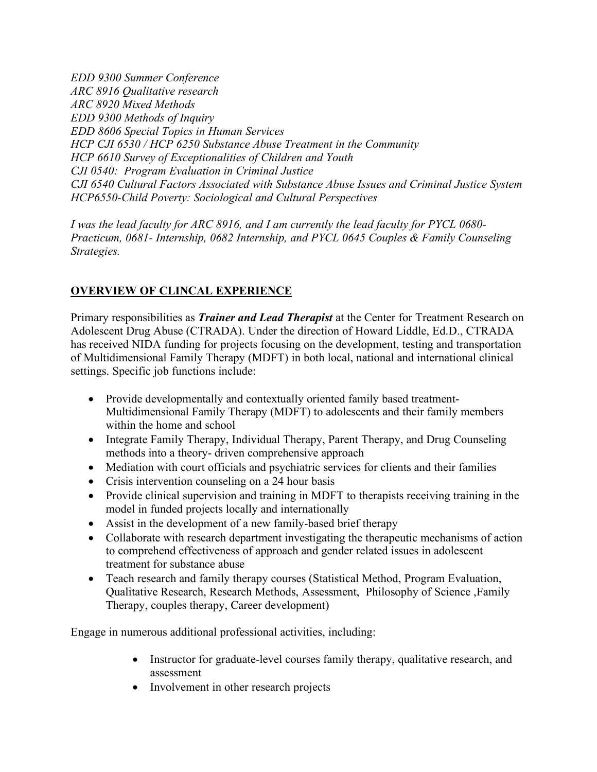*EDD 9300 Summer Conference*
*ARC 8916 Qualitative research*
*ARC 8920 Mixed Methods*
*EDD 9300 Methods of Inquiry*
*EDD 8606 Special Topics in Human Services*
*HCP CJI 6530 / HCP 6250 Substance Abuse Treatment in the Community*
*HCP 6610 Survey of Exceptionalities of Children and Youth*
*CJI 0540: Program Evaluation in Criminal Justice*
*CJI 6540 Cultural Factors Associated with Substance Abuse Issues and Criminal Justice System*
*HCP6550-Child Poverty: Sociological and Cultural Perspectives*

*I was the lead faculty for ARC 8916, and I am currently the lead faculty for PYCL 0680-Practicum, 0681- Internship, 0682 Internship, and PYCL 0645 Couples & Family Counseling Strategies.*

## OVERVIEW OF CLINCAL EXPERIENCE

Primary responsibilities as ***Trainer and Lead Therapist*** at the Center for Treatment Research on Adolescent Drug Abuse (CTRADA). Under the direction of Howard Liddle, Ed.D., CTRADA has received NIDA funding for projects focusing on the development, testing and transportation of Multidimensional Family Therapy (MDFT) in both local, national and international clinical settings. Specific job functions include:

- Provide developmentally and contextually oriented family based treatment-Multidimensional Family Therapy (MDFT) to adolescents and their family members within the home and school
- Integrate Family Therapy, Individual Therapy, Parent Therapy, and Drug Counseling methods into a theory- driven comprehensive approach
- Mediation with court officials and psychiatric services for clients and their families
- Crisis intervention counseling on a 24 hour basis
- Provide clinical supervision and training in MDFT to therapists receiving training in the model in funded projects locally and internationally
- Assist in the development of a new family-based brief therapy
- Collaborate with research department investigating the therapeutic mechanisms of action to comprehend effectiveness of approach and gender related issues in adolescent treatment for substance abuse
- Teach research and family therapy courses (Statistical Method, Program Evaluation, Qualitative Research, Research Methods, Assessment, Philosophy of Science ,Family Therapy, couples therapy, Career development)

Engage in numerous additional professional activities, including:

- Instructor for graduate-level courses family therapy, qualitative research, and assessment
- Involvement in other research projects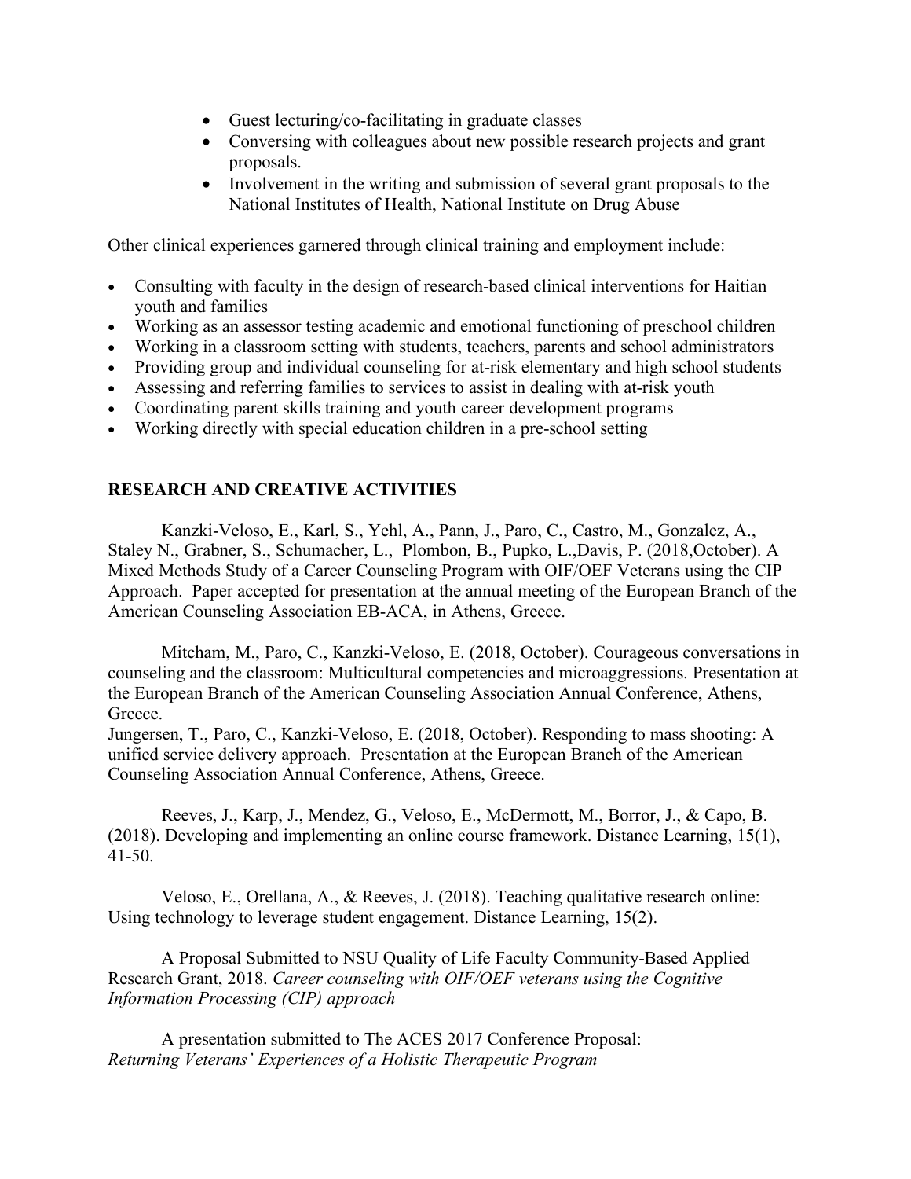- Guest lecturing/co-facilitating in graduate classes
- Conversing with colleagues about new possible research projects and grant proposals.
- Involvement in the writing and submission of several grant proposals to the National Institutes of Health, National Institute on Drug Abuse

Other clinical experiences garnered through clinical training and employment include:

- Consulting with faculty in the design of research-based clinical interventions for Haitian youth and families
- Working as an assessor testing academic and emotional functioning of preschool children
- Working in a classroom setting with students, teachers, parents and school administrators
- Providing group and individual counseling for at-risk elementary and high school students
- Assessing and referring families to services to assist in dealing with at-risk youth
- Coordinating parent skills training and youth career development programs
- Working directly with special education children in a pre-school setting

## RESEARCH AND CREATIVE ACTIVITIES

Kanzki-Veloso, E., Karl, S., Yehl, A., Pann, J., Paro, C., Castro, M., Gonzalez, A., Staley N., Grabner, S., Schumacher, L., Plombon, B., Pupko, L.,Davis, P. (2018,October). A Mixed Methods Study of a Career Counseling Program with OIF/OEF Veterans using the CIP Approach. Paper accepted for presentation at the annual meeting of the European Branch of the American Counseling Association EB-ACA, in Athens, Greece.

Mitcham, M., Paro, C., Kanzki-Veloso, E. (2018, October). Courageous conversations in counseling and the classroom: Multicultural competencies and microaggressions. Presentation at the European Branch of the American Counseling Association Annual Conference, Athens, Greece.
Jungersen, T., Paro, C., Kanzki-Veloso, E. (2018, October). Responding to mass shooting: A unified service delivery approach. Presentation at the European Branch of the American Counseling Association Annual Conference, Athens, Greece.

Reeves, J., Karp, J., Mendez, G., Veloso, E., McDermott, M., Borror, J., & Capo, B. (2018). Developing and implementing an online course framework. Distance Learning, 15(1), 41-50.

Veloso, E., Orellana, A., & Reeves, J. (2018). Teaching qualitative research online: Using technology to leverage student engagement. Distance Learning, 15(2).

A Proposal Submitted to NSU Quality of Life Faculty Community-Based Applied Research Grant, 2018. *Career counseling with OIF/OEF veterans using the Cognitive Information Processing (CIP) approach*

A presentation submitted to The ACES 2017 Conference Proposal:
*Returning Veterans' Experiences of a Holistic Therapeutic Program*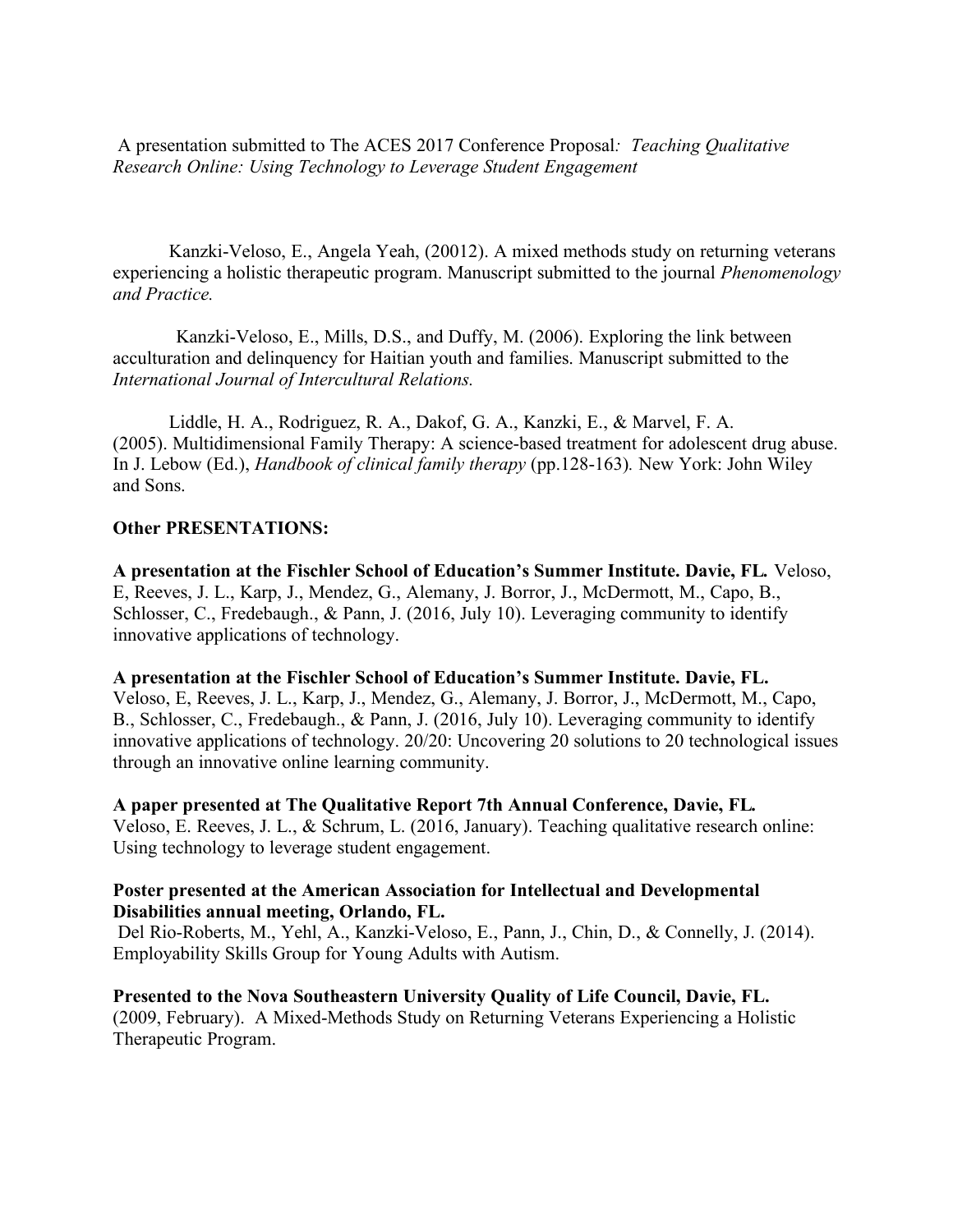A presentation submitted to The ACES 2017 Conference Proposal*: Teaching Qualitative Research Online: Using Technology to Leverage Student Engagement*

Kanzki-Veloso, E., Angela Yeah, (20012). A mixed methods study on returning veterans experiencing a holistic therapeutic program. Manuscript submitted to the journal *Phenomenology and Practice.*

Kanzki-Veloso, E., Mills, D.S., and Duffy, M. (2006). Exploring the link between acculturation and delinquency for Haitian youth and families. Manuscript submitted to the *International Journal of Intercultural Relations.*

Liddle, H. A., Rodriguez, R. A., Dakof, G. A., Kanzki, E., & Marvel, F. A. (2005). Multidimensional Family Therapy: A science-based treatment for adolescent drug abuse. In J. Lebow (Ed.), *Handbook of clinical family therapy* (pp.128-163)*.* New York: John Wiley and Sons.

**Other PRESENTATIONS:**

**A presentation at the Fischler School of Education's Summer Institute. Davie, FL.** Veloso, E, Reeves, J. L., Karp, J., Mendez, G., Alemany, J. Borror, J., McDermott, M., Capo, B., Schlosser, C., Fredebaugh., & Pann, J. (2016, July 10). Leveraging community to identify innovative applications of technology.

**A presentation at the Fischler School of Education's Summer Institute. Davie, FL.** Veloso, E, Reeves, J. L., Karp, J., Mendez, G., Alemany, J. Borror, J., McDermott, M., Capo, B., Schlosser, C., Fredebaugh., & Pann, J. (2016, July 10). Leveraging community to identify innovative applications of technology. 20/20: Uncovering 20 solutions to 20 technological issues through an innovative online learning community.

**A paper presented at The Qualitative Report 7th Annual Conference, Davie, FL.** Veloso, E. Reeves, J. L., & Schrum, L. (2016, January). Teaching qualitative research online: Using technology to leverage student engagement.

**Poster presented at the American Association for Intellectual and Developmental Disabilities annual meeting, Orlando, FL.** Del Rio-Roberts, M., Yehl, A., Kanzki-Veloso, E., Pann, J., Chin, D., & Connelly, J. (2014). Employability Skills Group for Young Adults with Autism.

**Presented to the Nova Southeastern University Quality of Life Council, Davie, FL.** (2009, February). A Mixed-Methods Study on Returning Veterans Experiencing a Holistic Therapeutic Program.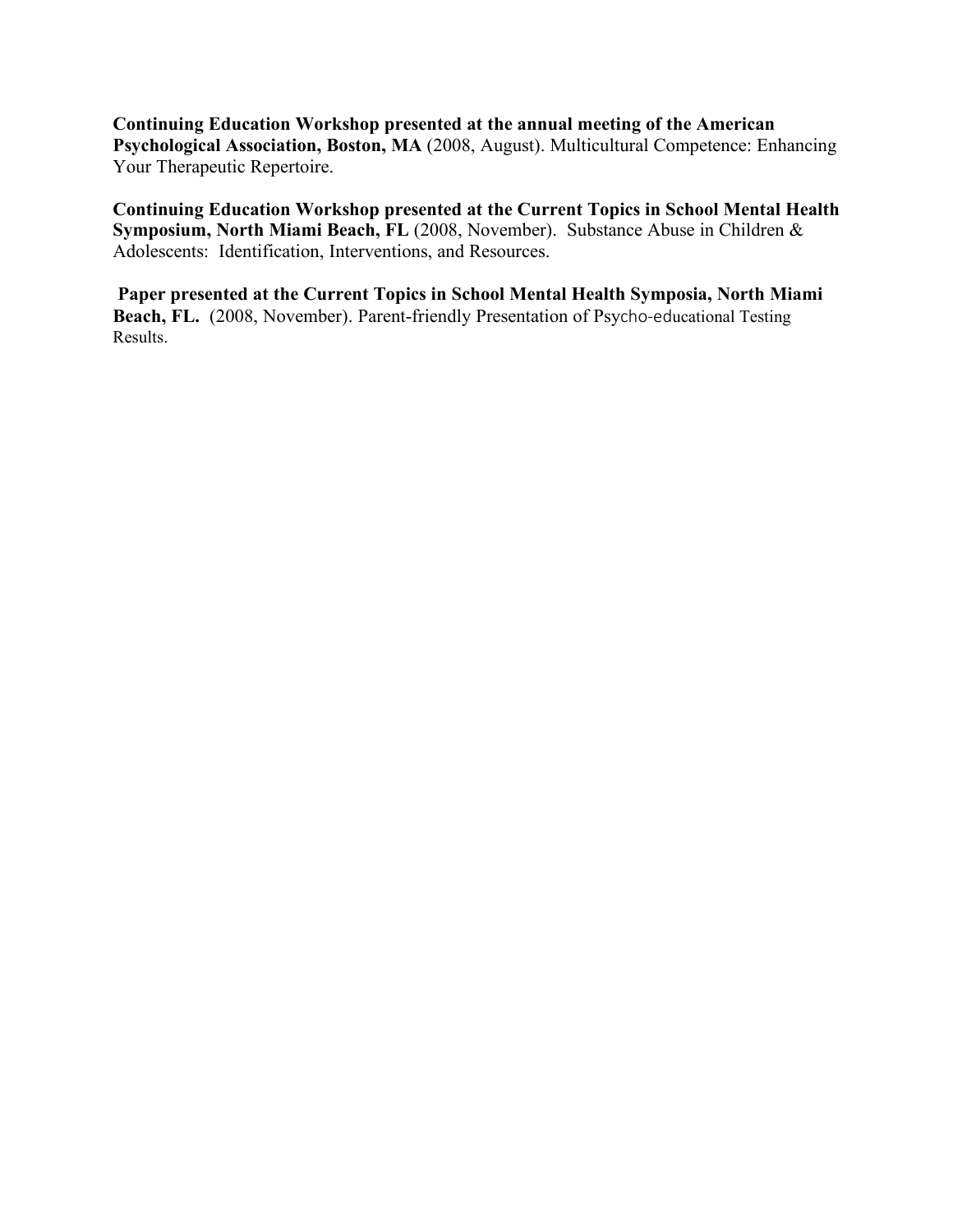**Continuing Education Workshop presented at the annual meeting of the American Psychological Association, Boston, MA** (2008, August). Multicultural Competence: Enhancing Your Therapeutic Repertoire.

**Continuing Education Workshop presented at the Current Topics in School Mental Health Symposium, North Miami Beach, FL** (2008, November). Substance Abuse in Children & Adolescents: Identification, Interventions, and Resources.

**Paper presented at the Current Topics in School Mental Health Symposia, North Miami Beach, FL.** (2008, November). Parent-friendly Presentation of Psycho-educational Testing Results.